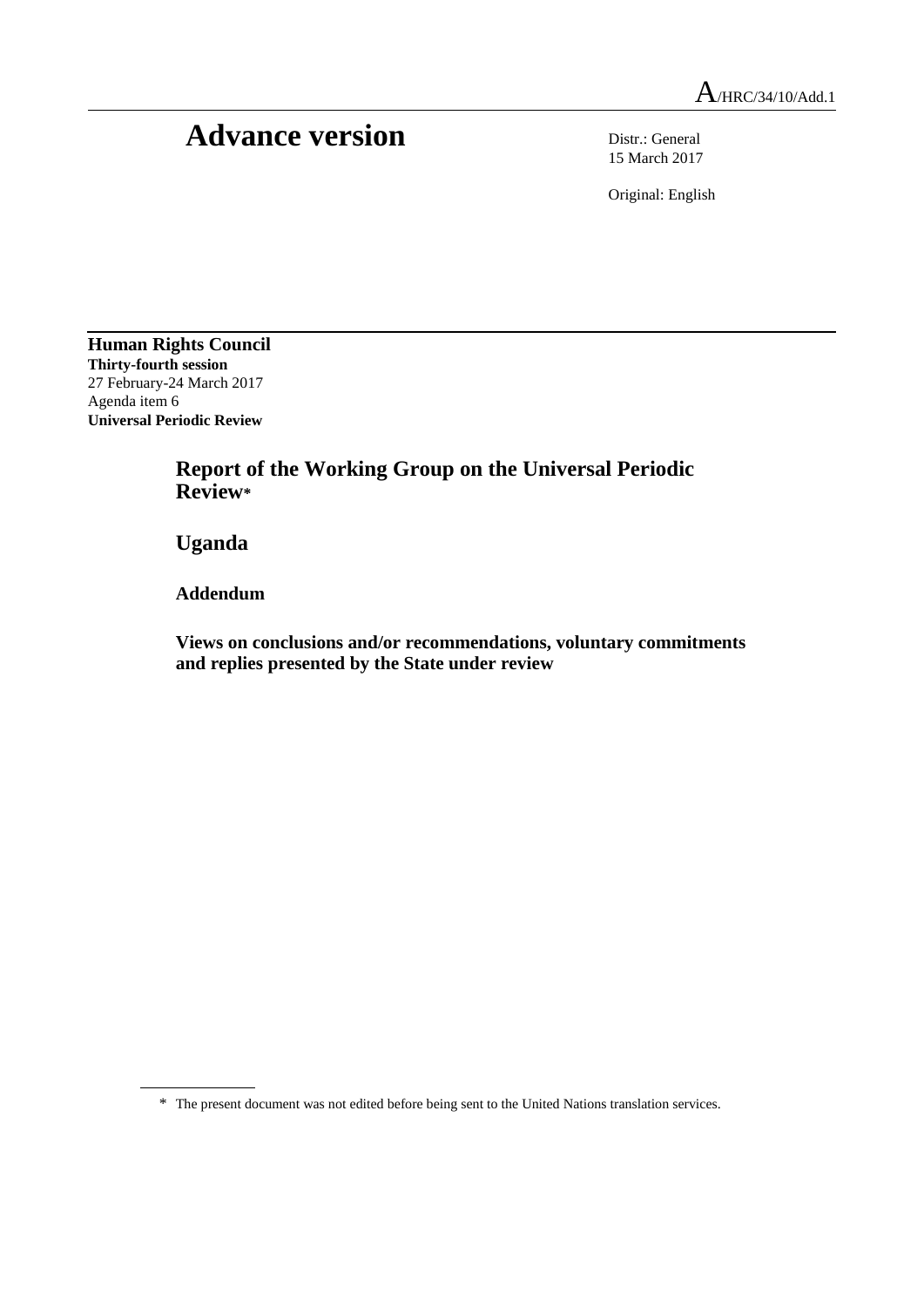A/HRC/34/10/Add.1

# Advance version

Distr.: General
15 March 2017

Original: English

**Human Rights Council**
**Thirty-fourth session**
27 February-24 March 2017
Agenda item 6
**Universal Periodic Review**

## Report of the Working Group on the Universal Periodic Review*

## Uganda

### Addendum

### Views on conclusions and/or recommendations, voluntary commitments and replies presented by the State under review

---

\* The present document was not edited before being sent to the United Nations translation services.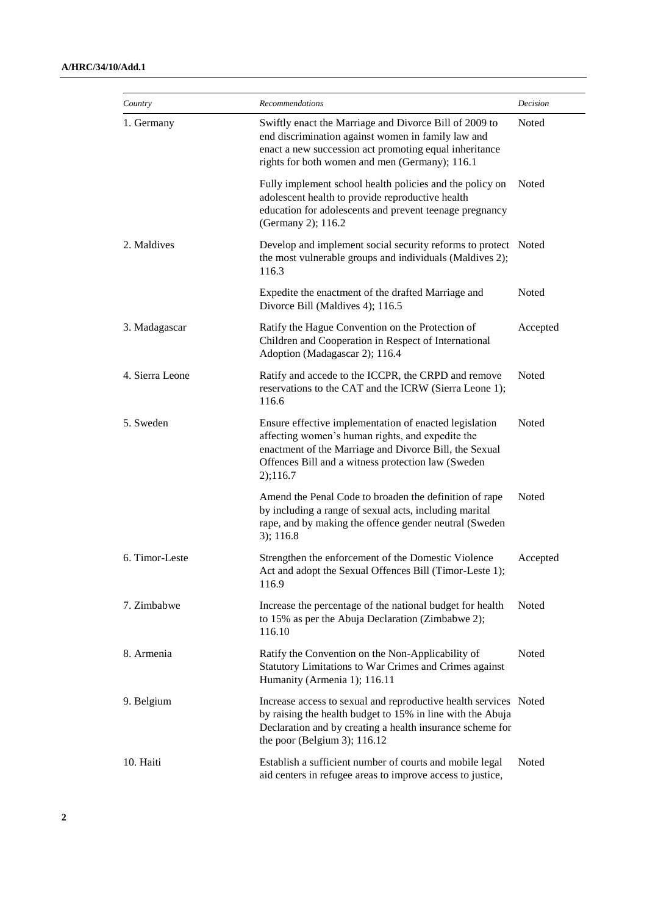| Country | Recommendations | Decision |
|---|---|---|
| 1. Germany | Swiftly enact the Marriage and Divorce Bill of 2009 to end discrimination against women in family law and enact a new succession act promoting equal inheritance rights for both women and men (Germany); 116.1 | Noted |
| | Fully implement school health policies and the policy on adolescent health to provide reproductive health education for adolescents and prevent teenage pregnancy (Germany 2); 116.2 | Noted |
| 2. Maldives | Develop and implement social security reforms to protect the most vulnerable groups and individuals (Maldives 2); 116.3 | Noted |
| | Expedite the enactment of the drafted Marriage and Divorce Bill (Maldives 4); 116.5 | Noted |
| 3. Madagascar | Ratify the Hague Convention on the Protection of Children and Cooperation in Respect of International Adoption (Madagascar 2); 116.4 | Accepted |
| 4. Sierra Leone | Ratify and accede to the ICCPR, the CRPD and remove reservations to the CAT and the ICRW (Sierra Leone 1); 116.6 | Noted |
| 5. Sweden | Ensure effective implementation of enacted legislation affecting women's human rights, and expedite the enactment of the Marriage and Divorce Bill, the Sexual Offences Bill and a witness protection law (Sweden 2);116.7 | Noted |
| | Amend the Penal Code to broaden the definition of rape by including a range of sexual acts, including marital rape, and by making the offence gender neutral (Sweden 3); 116.8 | Noted |
| 6. Timor-Leste | Strengthen the enforcement of the Domestic Violence Act and adopt the Sexual Offences Bill (Timor-Leste 1); 116.9 | Accepted |
| 7. Zimbabwe | Increase the percentage of the national budget for health to 15% as per the Abuja Declaration (Zimbabwe 2); 116.10 | Noted |
| 8. Armenia | Ratify the Convention on the Non-Applicability of Statutory Limitations to War Crimes and Crimes against Humanity (Armenia 1); 116.11 | Noted |
| 9. Belgium | Increase access to sexual and reproductive health services by raising the health budget to 15% in line with the Abuja Declaration and by creating a health insurance scheme for the poor (Belgium 3); 116.12 | Noted |
| 10. Haiti | Establish a sufficient number of courts and mobile legal aid centers in refugee areas to improve access to justice, | Noted |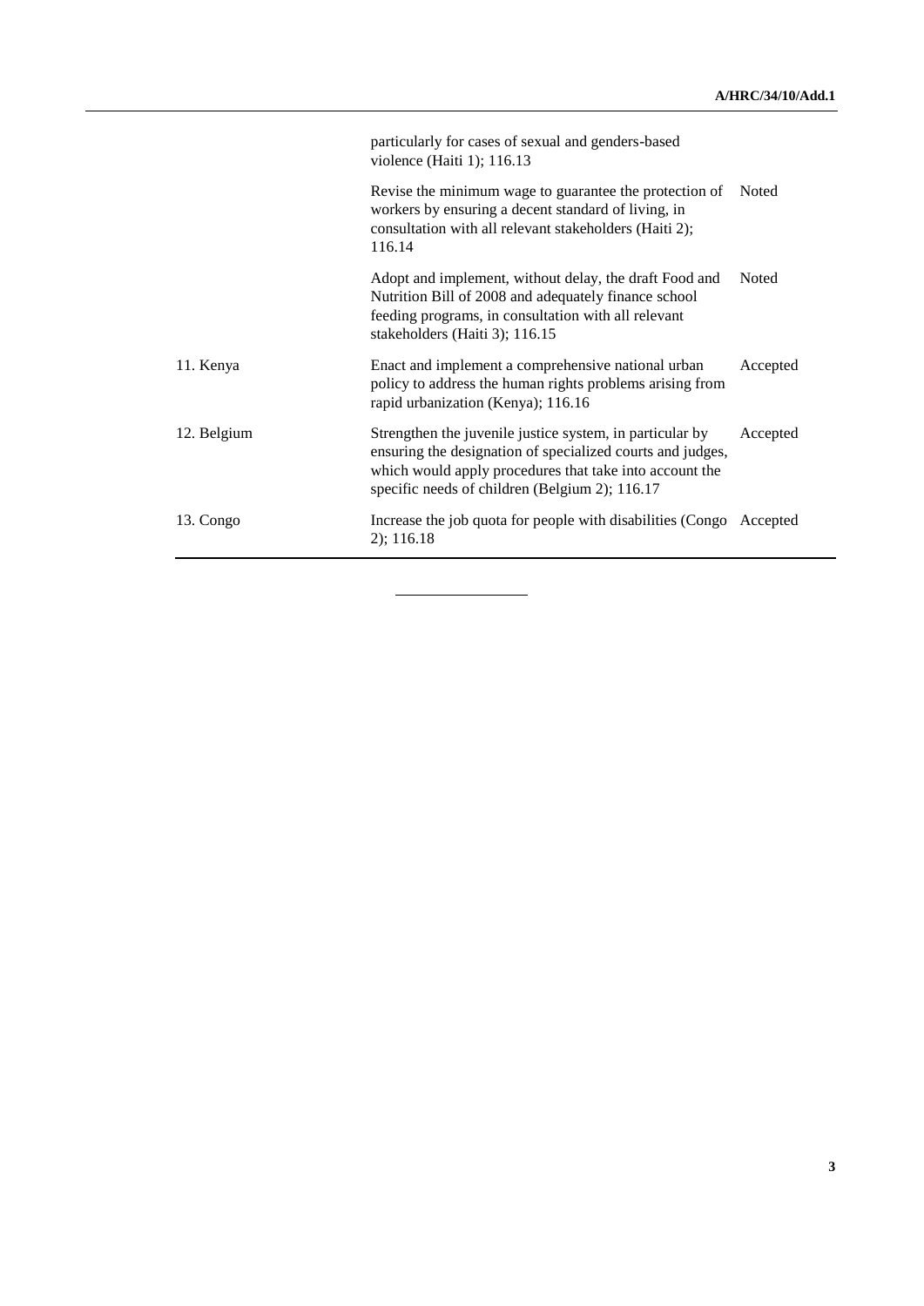| | | |
|---|---|---|
| | particularly for cases of sexual and genders-based violence (Haiti 1); 116.13 | |
| | Revise the minimum wage to guarantee the protection of workers by ensuring a decent standard of living, in consultation with all relevant stakeholders (Haiti 2); 116.14 | Noted |
| | Adopt and implement, without delay, the draft Food and Nutrition Bill of 2008 and adequately finance school feeding programs, in consultation with all relevant stakeholders (Haiti 3); 116.15 | Noted |
| 11. Kenya | Enact and implement a comprehensive national urban policy to address the human rights problems arising from rapid urbanization (Kenya); 116.16 | Accepted |
| 12. Belgium | Strengthen the juvenile justice system, in particular by ensuring the designation of specialized courts and judges, which would apply procedures that take into account the specific needs of children (Belgium 2); 116.17 | Accepted |
| 13. Congo | Increase the job quota for people with disabilities (Congo 2); 116.18 | Accepted |